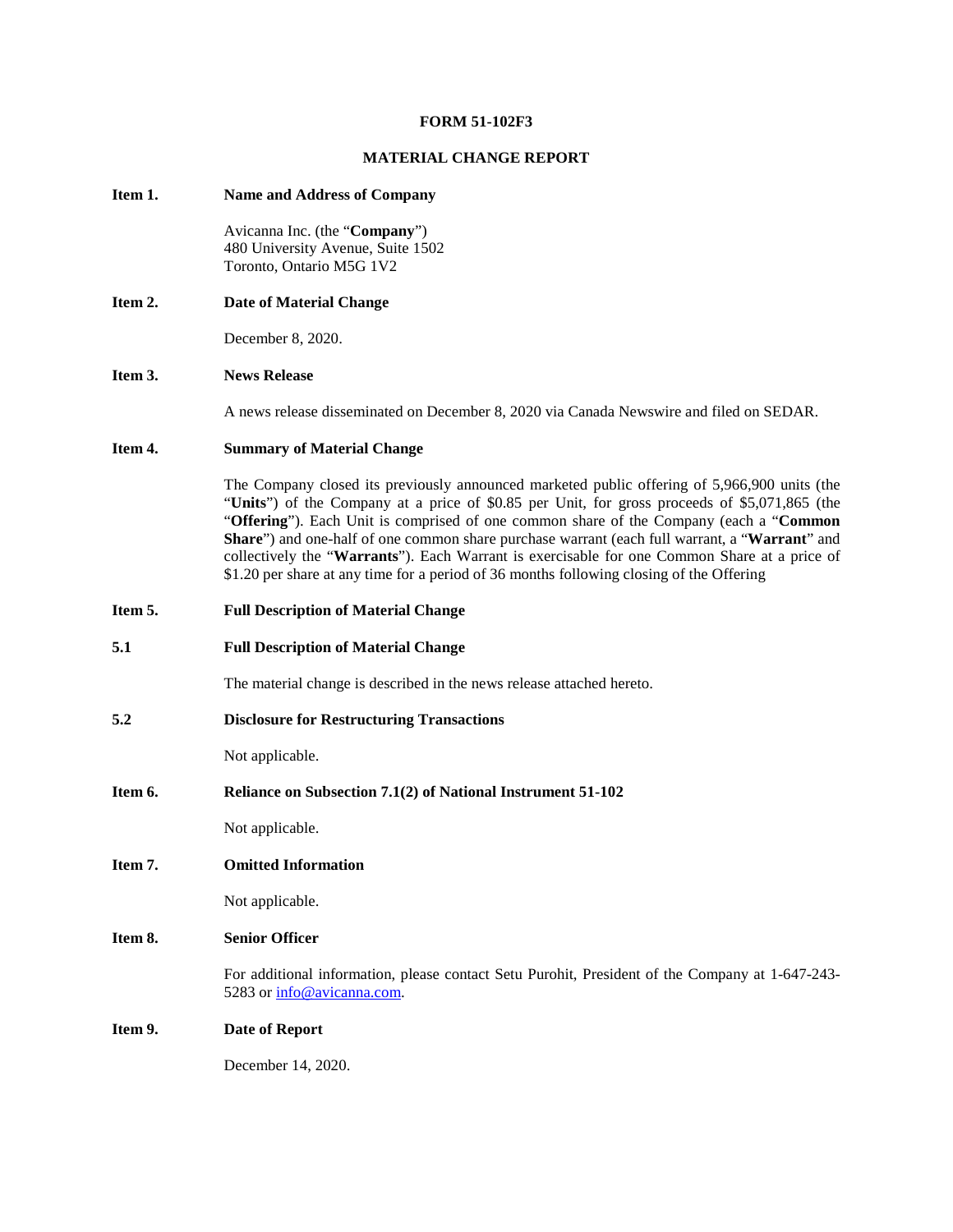**FORM 51-102F3**

**MATERIAL CHANGE REPORT**

**Item 1. Name and Address of Company**

Avicanna Inc. (the "**Company**")
480 University Avenue, Suite 1502
Toronto, Ontario M5G 1V2

**Item 2. Date of Material Change**

December 8, 2020.

**Item 3. News Release**

A news release disseminated on December 8, 2020 via Canada Newswire and filed on SEDAR.

**Item 4. Summary of Material Change**

The Company closed its previously announced marketed public offering of 5,966,900 units (the "**Units**") of the Company at a price of $0.85 per Unit, for gross proceeds of $5,071,865 (the "**Offering**"). Each Unit is comprised of one common share of the Company (each a "**Common Share**") and one-half of one common share purchase warrant (each full warrant, a "**Warrant**" and collectively the "**Warrants**"). Each Warrant is exercisable for one Common Share at a price of $1.20 per share at any time for a period of 36 months following closing of the Offering

**Item 5. Full Description of Material Change**

**5.1 Full Description of Material Change**

The material change is described in the news release attached hereto.

**5.2 Disclosure for Restructuring Transactions**

Not applicable.

**Item 6. Reliance on Subsection 7.1(2) of National Instrument 51-102**

Not applicable.

**Item 7. Omitted Information**

Not applicable.

**Item 8. Senior Officer**

For additional information, please contact Setu Purohit, President of the Company at 1-647-243-5283 or info@avicanna.com.

**Item 9. Date of Report**

December 14, 2020.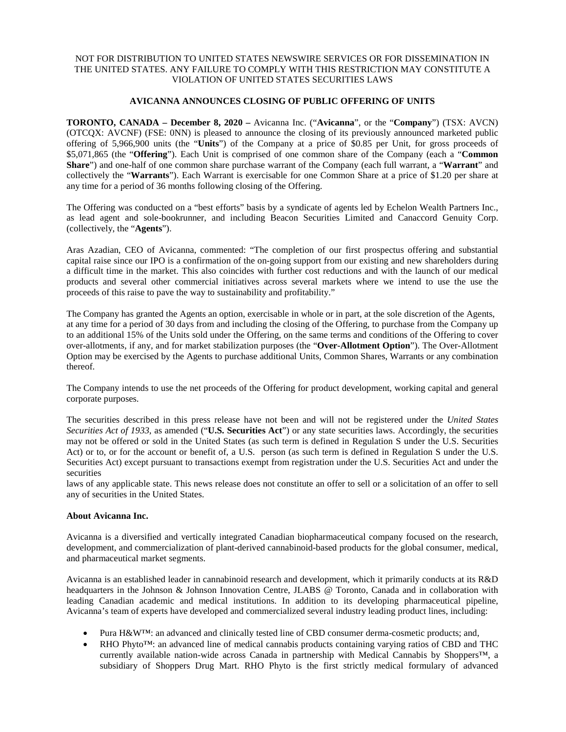NOT FOR DISTRIBUTION TO UNITED STATES NEWSWIRE SERVICES OR FOR DISSEMINATION IN THE UNITED STATES. ANY FAILURE TO COMPLY WITH THIS RESTRICTION MAY CONSTITUTE A VIOLATION OF UNITED STATES SECURITIES LAWS

## AVICANNA ANNOUNCES CLOSING OF PUBLIC OFFERING OF UNITS

**TORONTO, CANADA – December 8, 2020 –** Avicanna Inc. ("**Avicanna**", or the "**Company**") (TSX: AVCN) (OTCQX: AVCNF) (FSE: 0NN) is pleased to announce the closing of its previously announced marketed public offering of 5,966,900 units (the "**Units**") of the Company at a price of $0.85 per Unit, for gross proceeds of $5,071,865 (the "**Offering**"). Each Unit is comprised of one common share of the Company (each a "**Common Share**") and one-half of one common share purchase warrant of the Company (each full warrant, a "**Warrant**" and collectively the "**Warrants**"). Each Warrant is exercisable for one Common Share at a price of $1.20 per share at any time for a period of 36 months following closing of the Offering.

The Offering was conducted on a "best efforts" basis by a syndicate of agents led by Echelon Wealth Partners Inc., as lead agent and sole-bookrunner, and including Beacon Securities Limited and Canaccord Genuity Corp. (collectively, the "**Agents**").

Aras Azadian, CEO of Avicanna, commented: "The completion of our first prospectus offering and substantial capital raise since our IPO is a confirmation of the on-going support from our existing and new shareholders during a difficult time in the market. This also coincides with further cost reductions and with the launch of our medical products and several other commercial initiatives across several markets where we intend to use the use the proceeds of this raise to pave the way to sustainability and profitability."

The Company has granted the Agents an option, exercisable in whole or in part, at the sole discretion of the Agents, at any time for a period of 30 days from and including the closing of the Offering, to purchase from the Company up to an additional 15% of the Units sold under the Offering, on the same terms and conditions of the Offering to cover over-allotments, if any, and for market stabilization purposes (the "**Over-Allotment Option**"). The Over-Allotment Option may be exercised by the Agents to purchase additional Units, Common Shares, Warrants or any combination thereof.

The Company intends to use the net proceeds of the Offering for product development, working capital and general corporate purposes.

The securities described in this press release have not been and will not be registered under the *United States Securities Act of 1933*, as amended ("**U.S. Securities Act**") or any state securities laws. Accordingly, the securities may not be offered or sold in the United States (as such term is defined in Regulation S under the U.S. Securities Act) or to, or for the account or benefit of, a U.S. person (as such term is defined in Regulation S under the U.S. Securities Act) except pursuant to transactions exempt from registration under the U.S. Securities Act and under the securities laws of any applicable state. This news release does not constitute an offer to sell or a solicitation of an offer to sell any of securities in the United States.

### About Avicanna Inc.

Avicanna is a diversified and vertically integrated Canadian biopharmaceutical company focused on the research, development, and commercialization of plant-derived cannabinoid-based products for the global consumer, medical, and pharmaceutical market segments.

Avicanna is an established leader in cannabinoid research and development, which it primarily conducts at its R&D headquarters in the Johnson & Johnson Innovation Centre, JLABS @ Toronto, Canada and in collaboration with leading Canadian academic and medical institutions. In addition to its developing pharmaceutical pipeline, Avicanna's team of experts have developed and commercialized several industry leading product lines, including:

- Pura H&W™: an advanced and clinically tested line of CBD consumer derma-cosmetic products; and,
- RHO Phyto™: an advanced line of medical cannabis products containing varying ratios of CBD and THC currently available nation-wide across Canada in partnership with Medical Cannabis by Shoppers™, a subsidiary of Shoppers Drug Mart. RHO Phyto is the first strictly medical formulary of advanced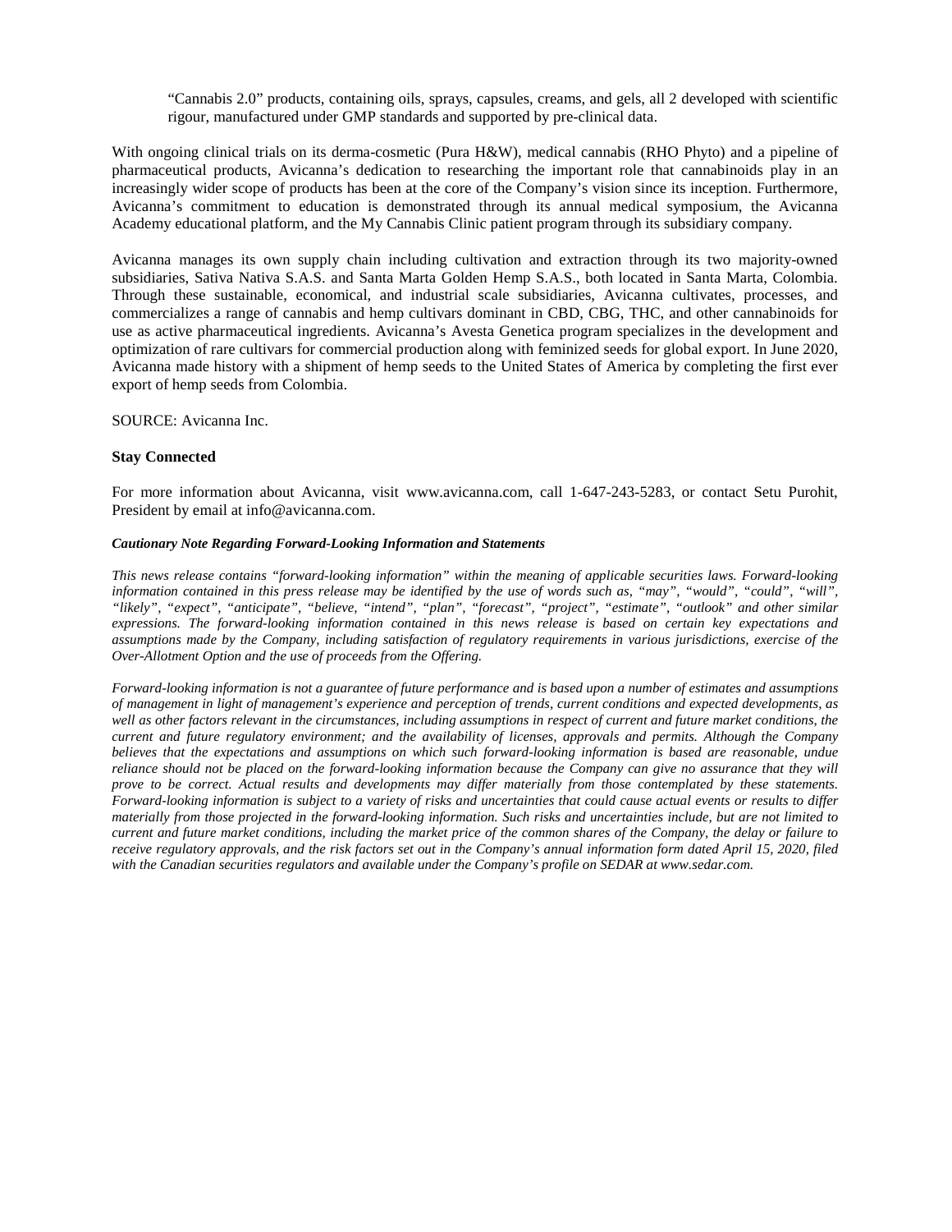"Cannabis 2.0" products, containing oils, sprays, capsules, creams, and gels, all 2 developed with scientific rigour, manufactured under GMP standards and supported by pre-clinical data.

With ongoing clinical trials on its derma-cosmetic (Pura H&W), medical cannabis (RHO Phyto) and a pipeline of pharmaceutical products, Avicanna's dedication to researching the important role that cannabinoids play in an increasingly wider scope of products has been at the core of the Company's vision since its inception. Furthermore, Avicanna's commitment to education is demonstrated through its annual medical symposium, the Avicanna Academy educational platform, and the My Cannabis Clinic patient program through its subsidiary company.

Avicanna manages its own supply chain including cultivation and extraction through its two majority-owned subsidiaries, Sativa Nativa S.A.S. and Santa Marta Golden Hemp S.A.S., both located in Santa Marta, Colombia. Through these sustainable, economical, and industrial scale subsidiaries, Avicanna cultivates, processes, and commercializes a range of cannabis and hemp cultivars dominant in CBD, CBG, THC, and other cannabinoids for use as active pharmaceutical ingredients. Avicanna's Avesta Genetica program specializes in the development and optimization of rare cultivars for commercial production along with feminized seeds for global export. In June 2020, Avicanna made history with a shipment of hemp seeds to the United States of America by completing the first ever export of hemp seeds from Colombia.

SOURCE: Avicanna Inc.

**Stay Connected**

For more information about Avicanna, visit www.avicanna.com, call 1-647-243-5283, or contact Setu Purohit, President by email at info@avicanna.com.

***Cautionary Note Regarding Forward-Looking Information and Statements***

*This news release contains "forward-looking information" within the meaning of applicable securities laws. Forward-looking information contained in this press release may be identified by the use of words such as, "may", "would", "could", "will", "likely", "expect", "anticipate", "believe, "intend", "plan", "forecast", "project", "estimate", "outlook" and other similar expressions. The forward-looking information contained in this news release is based on certain key expectations and assumptions made by the Company, including satisfaction of regulatory requirements in various jurisdictions, exercise of the Over-Allotment Option and the use of proceeds from the Offering.*

*Forward-looking information is not a guarantee of future performance and is based upon a number of estimates and assumptions of management in light of management's experience and perception of trends, current conditions and expected developments, as well as other factors relevant in the circumstances, including assumptions in respect of current and future market conditions, the current and future regulatory environment; and the availability of licenses, approvals and permits. Although the Company believes that the expectations and assumptions on which such forward-looking information is based are reasonable, undue reliance should not be placed on the forward-looking information because the Company can give no assurance that they will prove to be correct. Actual results and developments may differ materially from those contemplated by these statements. Forward-looking information is subject to a variety of risks and uncertainties that could cause actual events or results to differ materially from those projected in the forward-looking information. Such risks and uncertainties include, but are not limited to current and future market conditions, including the market price of the common shares of the Company, the delay or failure to receive regulatory approvals, and the risk factors set out in the Company's annual information form dated April 15, 2020, filed with the Canadian securities regulators and available under the Company's profile on SEDAR at www.sedar.com.*